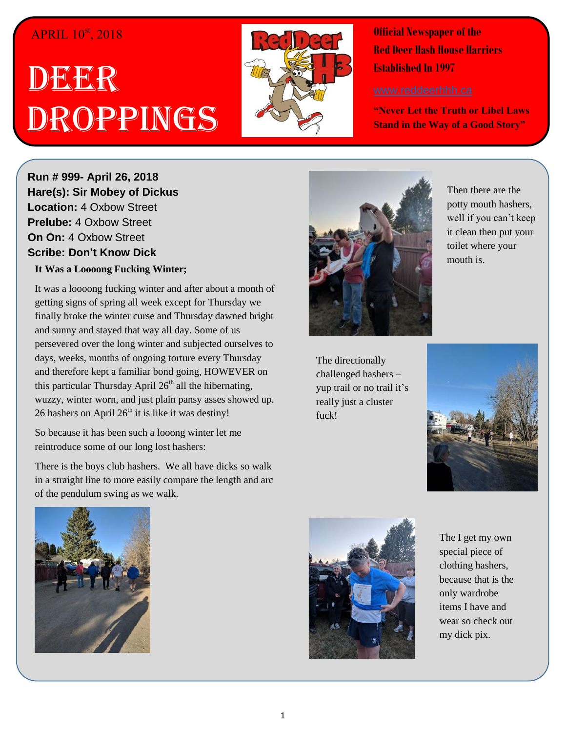APRIL 10[st], 2018

# DEER DROPPINGS

**Official Newspaper of the Red Deer Hash House Harriers Established In 1997**

www.reddeerhhh.ca

**"Never Let the Truth or Libel Laws Stand in the Way of a Good Story"**

**Run # 999- April 26, 2018**
**Hare(s): Sir Mobey of Dickus**
**Location:** 4 Oxbow Street
**Prelube:** 4 Oxbow Street
**On On:** 4 Oxbow Street
**Scribe: Don't Know Dick**

**It Was a Loooong Fucking Winter;**

It was a loooong fucking winter and after about a month of getting signs of spring all week except for Thursday we finally broke the winter curse and Thursday dawned bright and sunny and stayed that way all day. Some of us persevered over the long winter and subjected ourselves to days, weeks, months of ongoing torture every Thursday and therefore kept a familiar bond going, HOWEVER on this particular Thursday April 26[th] all the hibernating, wuzzy, winter worn, and just plain pansy asses showed up. 26 hashers on April 26[th] it is like it was destiny!

So because it has been such a looong winter let me reintroduce some of our long lost hashers:

There is the boys club hashers. We all have dicks so walk in a straight line to more easily compare the length and arc of the pendulum swing as we walk.

Then there are the potty mouth hashers, well if you can't keep it clean then put your toilet where your mouth is.

The directionally challenged hashers – yup trail or no trail it's really just a cluster fuck!

The I get my own special piece of clothing hashers, because that is the only wardrobe items I have and wear so check out my dick pix.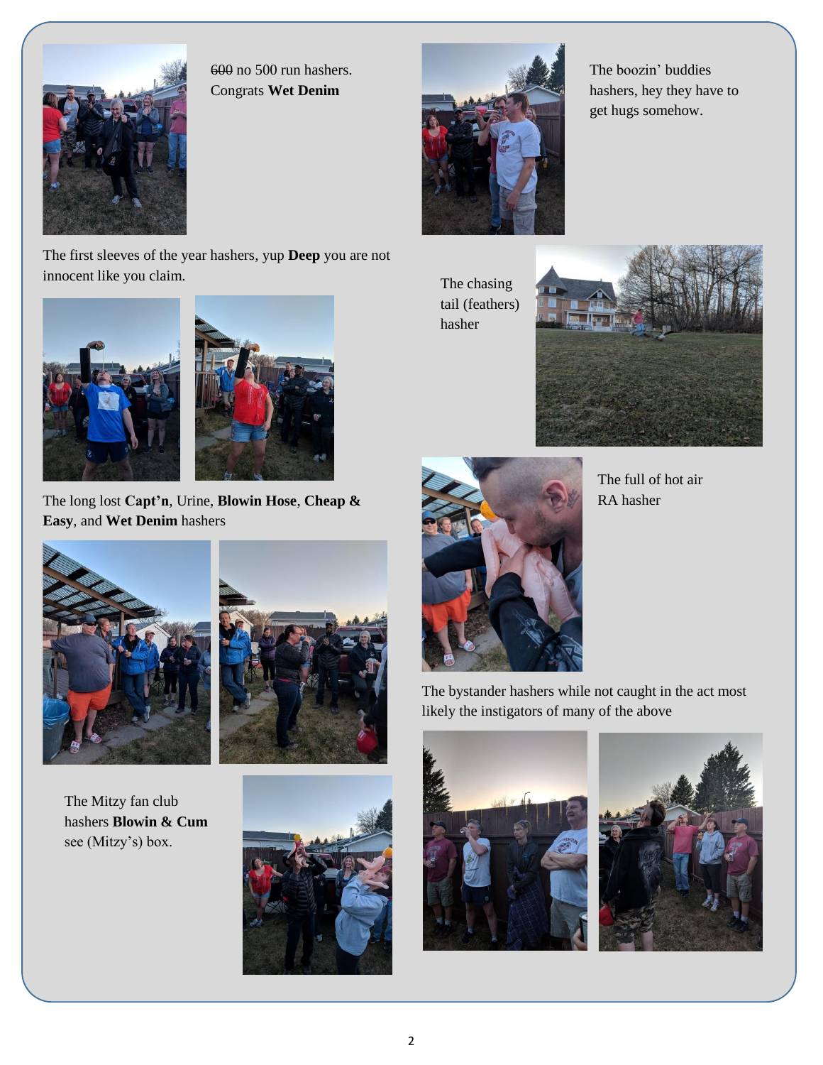~~600~~ no 500 run hashers. Congrats **Wet Denim**

The boozin' buddies hashers, hey they have to get hugs somehow.

The first sleeves of the year hashers, yup **Deep** you are not innocent like you claim.

The chasing tail (feathers) hasher

The long lost **Capt'n**, Urine, **Blowin Hose**, **Cheap & Easy**, and **Wet Denim** hashers

The full of hot air RA hasher

The bystander hashers while not caught in the act most likely the instigators of many of the above

The Mitzy fan club hashers **Blowin & Cum** see (Mitzy's) box.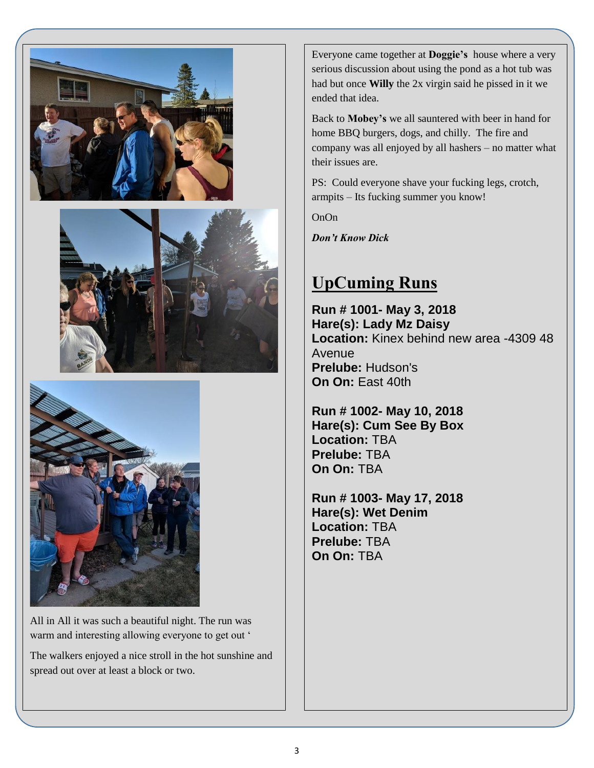All in All it was such a beautiful night. The run was warm and interesting allowing everyone to get out ‘

The walkers enjoyed a nice stroll in the hot sunshine and spread out over at least a block or two.

Everyone came together at **Doggie's** house where a very serious discussion about using the pond as a hot tub was had but once **Willy** the 2x virgin said he pissed in it we ended that idea.

Back to **Mobey's** we all sauntered with beer in hand for home BBQ burgers, dogs, and chilly. The fire and company was all enjoyed by all hashers – no matter what their issues are.

PS: Could everyone shave your fucking legs, crotch, armpits – Its fucking summer you know!

OnOn

***Don't Know Dick***

## UpCuming Runs

**Run # 1001- May 3, 2018**
**Hare(s): Lady Mz Daisy**
**Location:** Kinex behind new area -4309 48 Avenue
**Prelube:** Hudson's
**On On:** East 40th

**Run # 1002- May 10, 2018**
**Hare(s): Cum See By Box**
**Location:** TBA
**Prelube:** TBA
**On On:** TBA

**Run # 1003- May 17, 2018**
**Hare(s): Wet Denim**
**Location:** TBA
**Prelube:** TBA
**On On:** TBA